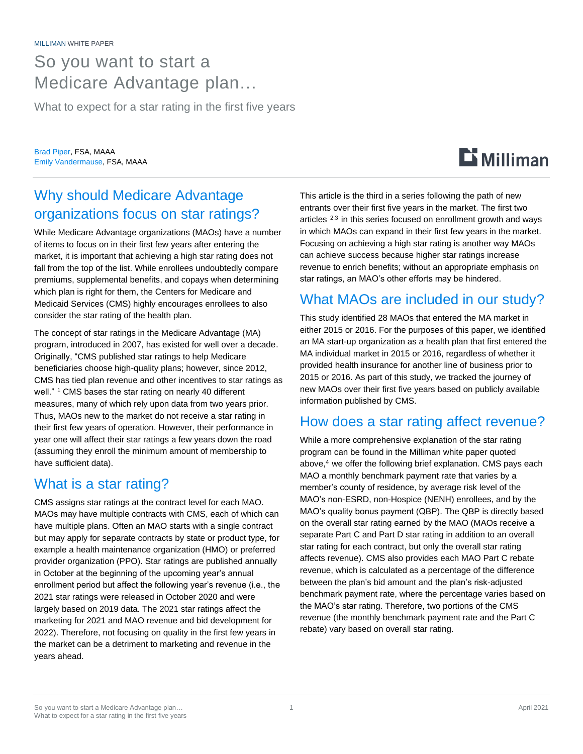MILLIMAN WHITE PAPER

# So you want to start a Medicare Advantage plan…

What to expect for a star rating in the first five years

Brad Piper, FSA, MAAA
Emily Vandermause, FSA, MAAA

## Why should Medicare Advantage organizations focus on star ratings?

While Medicare Advantage organizations (MAOs) have a number of items to focus on in their first few years after entering the market, it is important that achieving a high star rating does not fall from the top of the list. While enrollees undoubtedly compare premiums, supplemental benefits, and copays when determining which plan is right for them, the Centers for Medicare and Medicaid Services (CMS) highly encourages enrollees to also consider the star rating of the health plan.

The concept of star ratings in the Medicare Advantage (MA) program, introduced in 2007, has existed for well over a decade. Originally, "CMS published star ratings to help Medicare beneficiaries choose high-quality plans; however, since 2012, CMS has tied plan revenue and other incentives to star ratings as well." [1] CMS bases the star rating on nearly 40 different measures, many of which rely upon data from two years prior. Thus, MAOs new to the market do not receive a star rating in their first few years of operation. However, their performance in year one will affect their star ratings a few years down the road (assuming they enroll the minimum amount of membership to have sufficient data).

## What is a star rating?

CMS assigns star ratings at the contract level for each MAO. MAOs may have multiple contracts with CMS, each of which can have multiple plans. Often an MAO starts with a single contract but may apply for separate contracts by state or product type, for example a health maintenance organization (HMO) or preferred provider organization (PPO). Star ratings are published annually in October at the beginning of the upcoming year's annual enrollment period but affect the following year's revenue (i.e., the 2021 star ratings were released in October 2020 and were largely based on 2019 data. The 2021 star ratings affect the marketing for 2021 and MAO revenue and bid development for 2022). Therefore, not focusing on quality in the first few years in the market can be a detriment to marketing and revenue in the years ahead.

This article is the third in a series following the path of new entrants over their first five years in the market. The first two articles [2,3] in this series focused on enrollment growth and ways in which MAOs can expand in their first few years in the market. Focusing on achieving a high star rating is another way MAOs can achieve success because higher star ratings increase revenue to enrich benefits; without an appropriate emphasis on star ratings, an MAO's other efforts may be hindered.

## What MAOs are included in our study?

This study identified 28 MAOs that entered the MA market in either 2015 or 2016. For the purposes of this paper, we identified an MA start-up organization as a health plan that first entered the MA individual market in 2015 or 2016, regardless of whether it provided health insurance for another line of business prior to 2015 or 2016. As part of this study, we tracked the journey of new MAOs over their first five years based on publicly available information published by CMS.

## How does a star rating affect revenue?

While a more comprehensive explanation of the star rating program can be found in the Milliman white paper quoted above,[4] we offer the following brief explanation. CMS pays each MAO a monthly benchmark payment rate that varies by a member's county of residence, by average risk level of the MAO's non-ESRD, non-Hospice (NENH) enrollees, and by the MAO's quality bonus payment (QBP). The QBP is directly based on the overall star rating earned by the MAO (MAOs receive a separate Part C and Part D star rating in addition to an overall star rating for each contract, but only the overall star rating affects revenue). CMS also provides each MAO Part C rebate revenue, which is calculated as a percentage of the difference between the plan's bid amount and the plan's risk-adjusted benchmark payment rate, where the percentage varies based on the MAO's star rating. Therefore, two portions of the CMS revenue (the monthly benchmark payment rate and the Part C rebate) vary based on overall star rating.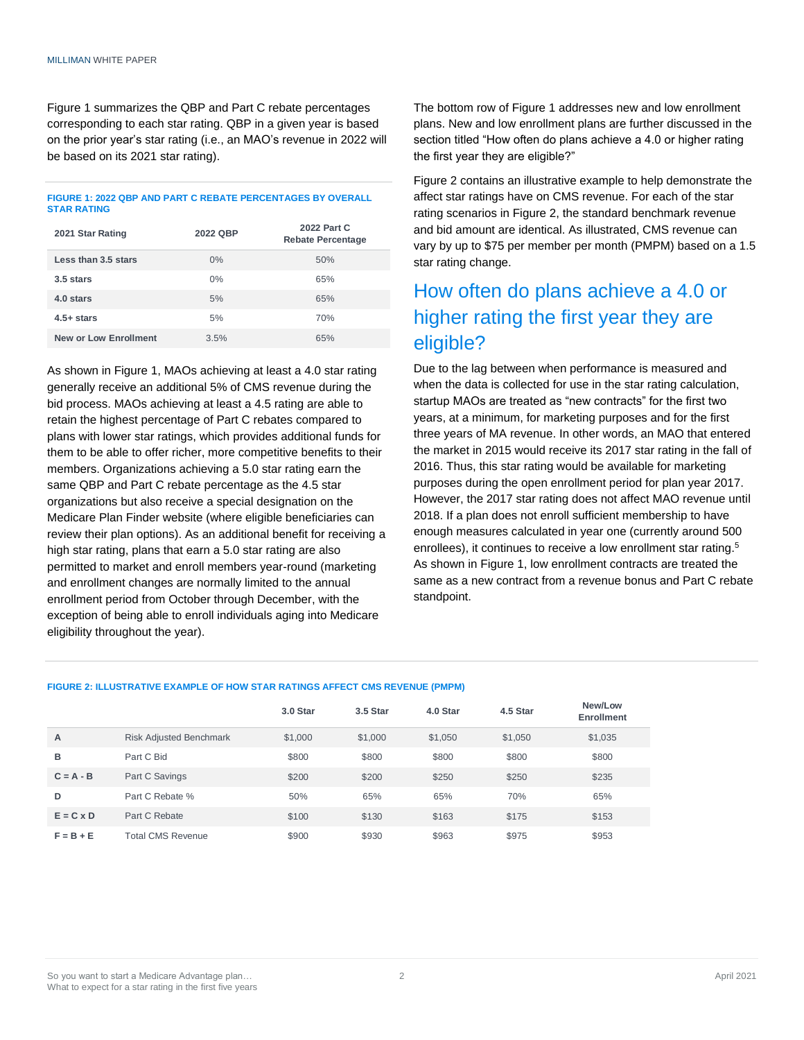Figure 1 summarizes the QBP and Part C rebate percentages corresponding to each star rating. QBP in a given year is based on the prior year's star rating (i.e., an MAO's revenue in 2022 will be based on its 2021 star rating).

**FIGURE 1: 2022 QBP AND PART C REBATE PERCENTAGES BY OVERALL STAR RATING**

| 2021 Star Rating | 2022 QBP | 2022 Part C Rebate Percentage |
|---|---|---|
| **Less than 3.5 stars** | 0% | 50% |
| **3.5 stars** | 0% | 65% |
| **4.0 stars** | 5% | 65% |
| **4.5+ stars** | 5% | 70% |
| **New or Low Enrollment** | 3.5% | 65% |

As shown in Figure 1, MAOs achieving at least a 4.0 star rating generally receive an additional 5% of CMS revenue during the bid process. MAOs achieving at least a 4.5 rating are able to retain the highest percentage of Part C rebates compared to plans with lower star ratings, which provides additional funds for them to be able to offer richer, more competitive benefits to their members. Organizations achieving a 5.0 star rating earn the same QBP and Part C rebate percentage as the 4.5 star organizations but also receive a special designation on the Medicare Plan Finder website (where eligible beneficiaries can review their plan options). As an additional benefit for receiving a high star rating, plans that earn a 5.0 star rating are also permitted to market and enroll members year-round (marketing and enrollment changes are normally limited to the annual enrollment period from October through December, with the exception of being able to enroll individuals aging into Medicare eligibility throughout the year).

The bottom row of Figure 1 addresses new and low enrollment plans. New and low enrollment plans are further discussed in the section titled "How often do plans achieve a 4.0 or higher rating the first year they are eligible?"

Figure 2 contains an illustrative example to help demonstrate the affect star ratings have on CMS revenue. For each of the star rating scenarios in Figure 2, the standard benchmark revenue and bid amount are identical. As illustrated, CMS revenue can vary by up to $75 per member per month (PMPM) based on a 1.5 star rating change.

## How often do plans achieve a 4.0 or higher rating the first year they are eligible?

Due to the lag between when performance is measured and when the data is collected for use in the star rating calculation, startup MAOs are treated as "new contracts" for the first two years, at a minimum, for marketing purposes and for the first three years of MA revenue. In other words, an MAO that entered the market in 2015 would receive its 2017 star rating in the fall of 2016. Thus, this star rating would be available for marketing purposes during the open enrollment period for plan year 2017. However, the 2017 star rating does not affect MAO revenue until 2018. If a plan does not enroll sufficient membership to have enough measures calculated in year one (currently around 500 enrollees), it continues to receive a low enrollment star rating.[5] As shown in Figure 1, low enrollment contracts are treated the same as a new contract from a revenue bonus and Part C rebate standpoint.

**FIGURE 2: ILLUSTRATIVE EXAMPLE OF HOW STAR RATINGS AFFECT CMS REVENUE (PMPM)**

| | | 3.0 Star | 3.5 Star | 4.0 Star | 4.5 Star | New/Low Enrollment |
|---|---|---|---|---|---|---|
| A | Risk Adjusted Benchmark | $1,000 | $1,000 | $1,050 | $1,050 | $1,035 |
| B | Part C Bid | $800 | $800 | $800 | $800 | $800 |
| C = A - B | Part C Savings | $200 | $200 | $250 | $250 | $235 |
| D | Part C Rebate % | 50% | 65% | 65% | 70% | 65% |
| E = C x D | Part C Rebate | $100 | $130 | $163 | $175 | $153 |
| F = B + E | Total CMS Revenue | $900 | $930 | $963 | $975 | $953 |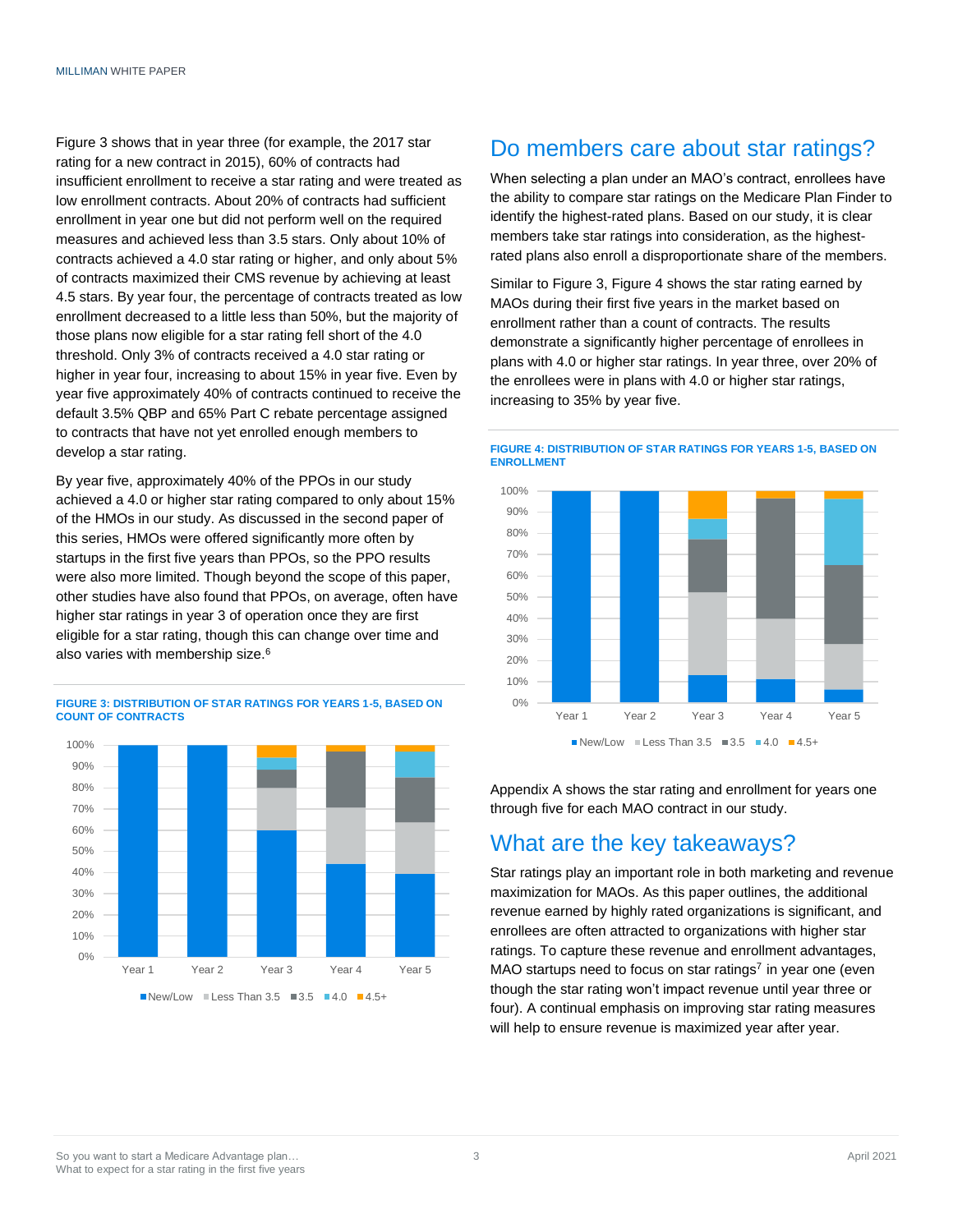Figure 3 shows that in year three (for example, the 2017 star rating for a new contract in 2015), 60% of contracts had insufficient enrollment to receive a star rating and were treated as low enrollment contracts. About 20% of contracts had sufficient enrollment in year one but did not perform well on the required measures and achieved less than 3.5 stars. Only about 10% of contracts achieved a 4.0 star rating or higher, and only about 5% of contracts maximized their CMS revenue by achieving at least 4.5 stars. By year four, the percentage of contracts treated as low enrollment decreased to a little less than 50%, but the majority of those plans now eligible for a star rating fell short of the 4.0 threshold. Only 3% of contracts received a 4.0 star rating or higher in year four, increasing to about 15% in year five. Even by year five approximately 40% of contracts continued to receive the default 3.5% QBP and 65% Part C rebate percentage assigned to contracts that have not yet enrolled enough members to develop a star rating.

By year five, approximately 40% of the PPOs in our study achieved a 4.0 or higher star rating compared to only about 15% of the HMOs in our study. As discussed in the second paper of this series, HMOs were offered significantly more often by startups in the first five years than PPOs, so the PPO results were also more limited. Though beyond the scope of this paper, other studies have also found that PPOs, on average, often have higher star ratings in year 3 of operation once they are first eligible for a star rating, though this can change over time and also varies with membership size.[6]

**FIGURE 3: DISTRIBUTION OF STAR RATINGS FOR YEARS 1-5, BASED ON COUNT OF CONTRACTS**

## Do members care about star ratings?

When selecting a plan under an MAO's contract, enrollees have the ability to compare star ratings on the Medicare Plan Finder to identify the highest-rated plans. Based on our study, it is clear members take star ratings into consideration, as the highest-rated plans also enroll a disproportionate share of the members.

Similar to Figure 3, Figure 4 shows the star rating earned by MAOs during their first five years in the market based on enrollment rather than a count of contracts. The results demonstrate a significantly higher percentage of enrollees in plans with 4.0 or higher star ratings. In year three, over 20% of the enrollees were in plans with 4.0 or higher star ratings, increasing to 35% by year five.

**FIGURE 4: DISTRIBUTION OF STAR RATINGS FOR YEARS 1-5, BASED ON ENROLLMENT**

Appendix A shows the star rating and enrollment for years one through five for each MAO contract in our study.

## What are the key takeaways?

Star ratings play an important role in both marketing and revenue maximization for MAOs. As this paper outlines, the additional revenue earned by highly rated organizations is significant, and enrollees are often attracted to organizations with higher star ratings. To capture these revenue and enrollment advantages, MAO startups need to focus on star ratings[7] in year one (even though the star rating won't impact revenue until year three or four). A continual emphasis on improving star rating measures will help to ensure revenue is maximized year after year.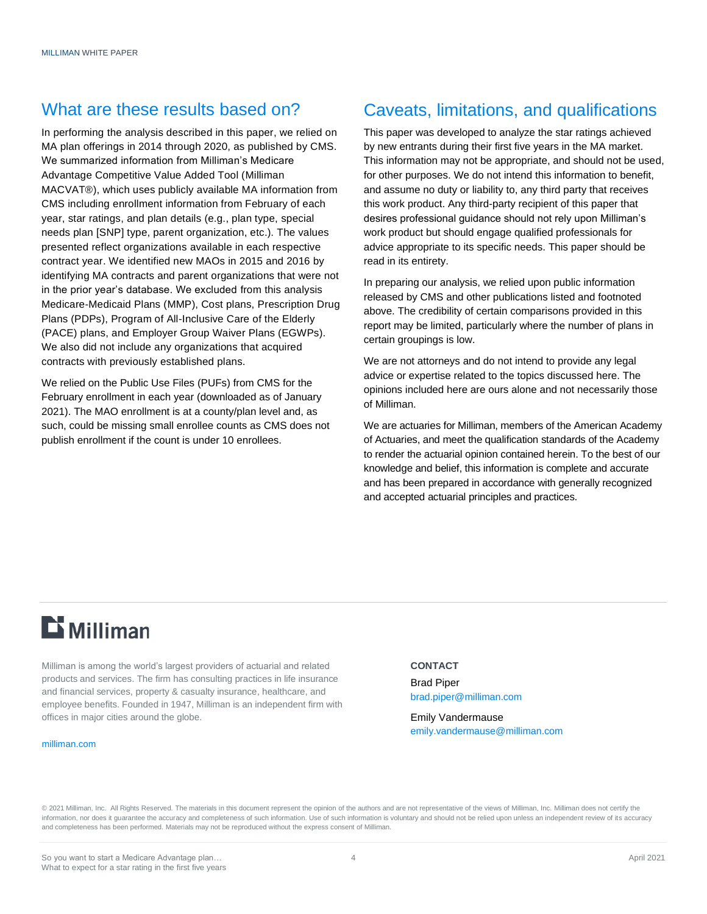## What are these results based on?

In performing the analysis described in this paper, we relied on MA plan offerings in 2014 through 2020, as published by CMS. We summarized information from Milliman's Medicare Advantage Competitive Value Added Tool (Milliman MACVAT®), which uses publicly available MA information from CMS including enrollment information from February of each year, star ratings, and plan details (e.g., plan type, special needs plan [SNP] type, parent organization, etc.). The values presented reflect organizations available in each respective contract year. We identified new MAOs in 2015 and 2016 by identifying MA contracts and parent organizations that were not in the prior year's database. We excluded from this analysis Medicare-Medicaid Plans (MMP), Cost plans, Prescription Drug Plans (PDPs), Program of All-Inclusive Care of the Elderly (PACE) plans, and Employer Group Waiver Plans (EGWPs). We also did not include any organizations that acquired contracts with previously established plans.

We relied on the Public Use Files (PUFs) from CMS for the February enrollment in each year (downloaded as of January 2021). The MAO enrollment is at a county/plan level and, as such, could be missing small enrollee counts as CMS does not publish enrollment if the count is under 10 enrollees.

## Caveats, limitations, and qualifications

This paper was developed to analyze the star ratings achieved by new entrants during their first five years in the MA market. This information may not be appropriate, and should not be used, for other purposes. We do not intend this information to benefit, and assume no duty or liability to, any third party that receives this work product. Any third-party recipient of this paper that desires professional guidance should not rely upon Milliman's work product but should engage qualified professionals for advice appropriate to its specific needs. This paper should be read in its entirety.

In preparing our analysis, we relied upon public information released by CMS and other publications listed and footnoted above. The credibility of certain comparisons provided in this report may be limited, particularly where the number of plans in certain groupings is low.

We are not attorneys and do not intend to provide any legal advice or expertise related to the topics discussed here. The opinions included here are ours alone and not necessarily those of Milliman.

We are actuaries for Milliman, members of the American Academy of Actuaries, and meet the qualification standards of the Academy to render the actuarial opinion contained herein. To the best of our knowledge and belief, this information is complete and accurate and has been prepared in accordance with generally recognized and accepted actuarial principles and practices.

---

**Milliman**

Milliman is among the world's largest providers of actuarial and related products and services. The firm has consulting practices in life insurance and financial services, property & casualty insurance, healthcare, and employee benefits. Founded in 1947, Milliman is an independent firm with offices in major cities around the globe.

milliman.com

**CONTACT**

Brad Piper
brad.piper@milliman.com

Emily Vandermause
emily.vandermause@milliman.com

© 2021 Milliman, Inc. All Rights Reserved. The materials in this document represent the opinion of the authors and are not representative of the views of Milliman, Inc. Milliman does not certify the information, nor does it guarantee the accuracy and completeness of such information. Use of such information is voluntary and should not be relied upon unless an independent review of its accuracy and completeness has been performed. Materials may not be reproduced without the express consent of Milliman.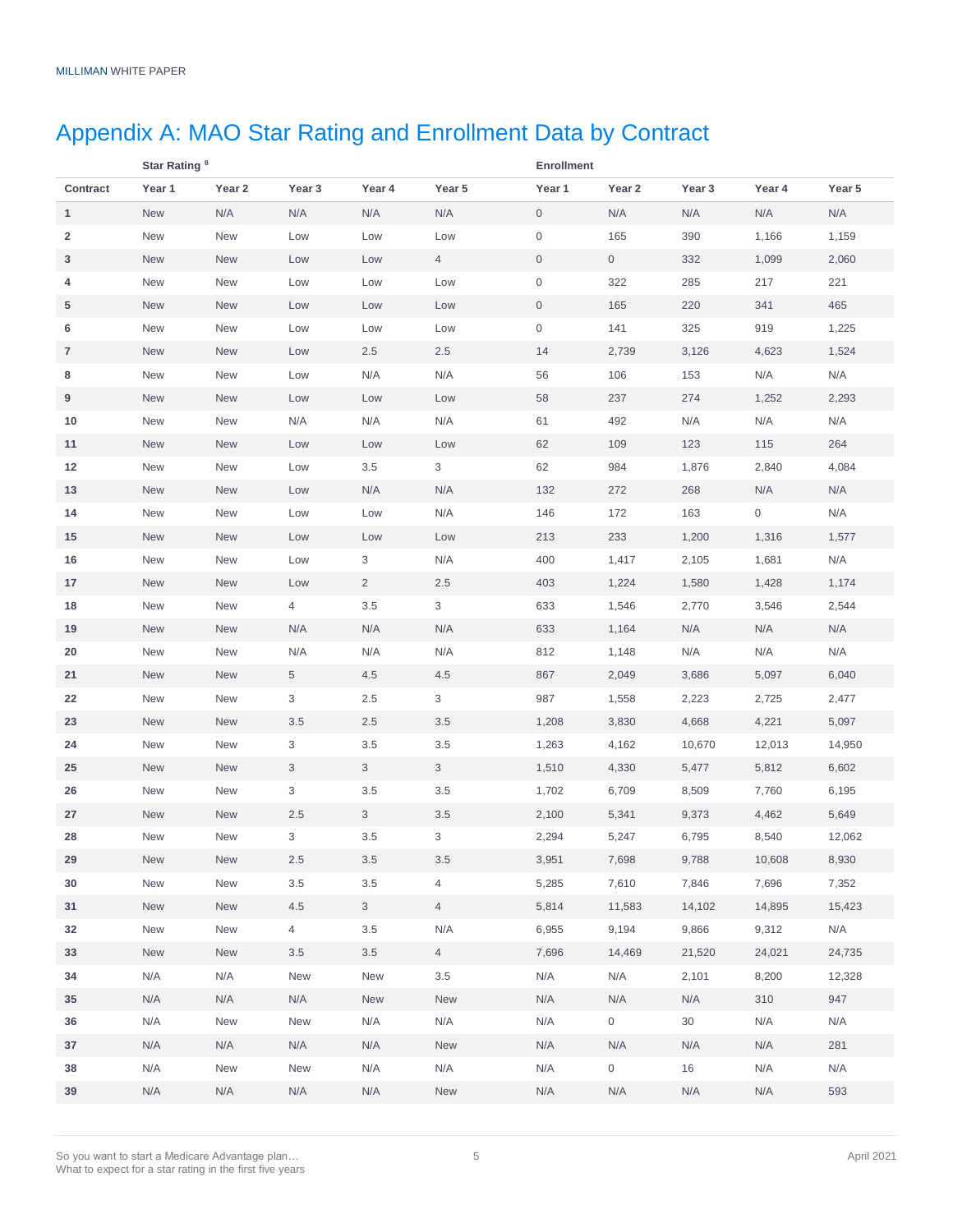MILLIMAN WHITE PAPER

# Appendix A: MAO Star Rating and Enrollment Data by Contract

| | Star Rating [8] | | | | | Enrollment | | | | |
|---|---|---|---|---|---|---|---|---|---|---|
| Contract | Year 1 | Year 2 | Year 3 | Year 4 | Year 5 | Year 1 | Year 2 | Year 3 | Year 4 | Year 5 |
| 1 | New | N/A | N/A | N/A | N/A | 0 | N/A | N/A | N/A | N/A |
| 2 | New | New | Low | Low | Low | 0 | 165 | 390 | 1,166 | 1,159 |
| 3 | New | New | Low | Low | 4 | 0 | 0 | 332 | 1,099 | 2,060 |
| 4 | New | New | Low | Low | Low | 0 | 322 | 285 | 217 | 221 |
| 5 | New | New | Low | Low | Low | 0 | 165 | 220 | 341 | 465 |
| 6 | New | New | Low | Low | Low | 0 | 141 | 325 | 919 | 1,225 |
| 7 | New | New | Low | 2.5 | 2.5 | 14 | 2,739 | 3,126 | 4,623 | 1,524 |
| 8 | New | New | Low | N/A | N/A | 56 | 106 | 153 | N/A | N/A |
| 9 | New | New | Low | Low | Low | 58 | 237 | 274 | 1,252 | 2,293 |
| 10 | New | New | N/A | N/A | N/A | 61 | 492 | N/A | N/A | N/A |
| 11 | New | New | Low | Low | Low | 62 | 109 | 123 | 115 | 264 |
| 12 | New | New | Low | 3.5 | 3 | 62 | 984 | 1,876 | 2,840 | 4,084 |
| 13 | New | New | Low | N/A | N/A | 132 | 272 | 268 | N/A | N/A |
| 14 | New | New | Low | Low | N/A | 146 | 172 | 163 | 0 | N/A |
| 15 | New | New | Low | Low | Low | 213 | 233 | 1,200 | 1,316 | 1,577 |
| 16 | New | New | Low | 3 | N/A | 400 | 1,417 | 2,105 | 1,681 | N/A |
| 17 | New | New | Low | 2 | 2.5 | 403 | 1,224 | 1,580 | 1,428 | 1,174 |
| 18 | New | New | 4 | 3.5 | 3 | 633 | 1,546 | 2,770 | 3,546 | 2,544 |
| 19 | New | New | N/A | N/A | N/A | 633 | 1,164 | N/A | N/A | N/A |
| 20 | New | New | N/A | N/A | N/A | 812 | 1,148 | N/A | N/A | N/A |
| 21 | New | New | 5 | 4.5 | 4.5 | 867 | 2,049 | 3,686 | 5,097 | 6,040 |
| 22 | New | New | 3 | 2.5 | 3 | 987 | 1,558 | 2,223 | 2,725 | 2,477 |
| 23 | New | New | 3.5 | 2.5 | 3.5 | 1,208 | 3,830 | 4,668 | 4,221 | 5,097 |
| 24 | New | New | 3 | 3.5 | 3.5 | 1,263 | 4,162 | 10,670 | 12,013 | 14,950 |
| 25 | New | New | 3 | 3 | 3 | 1,510 | 4,330 | 5,477 | 5,812 | 6,602 |
| 26 | New | New | 3 | 3.5 | 3.5 | 1,702 | 6,709 | 8,509 | 7,760 | 6,195 |
| 27 | New | New | 2.5 | 3 | 3.5 | 2,100 | 5,341 | 9,373 | 4,462 | 5,649 |
| 28 | New | New | 3 | 3.5 | 3 | 2,294 | 5,247 | 6,795 | 8,540 | 12,062 |
| 29 | New | New | 2.5 | 3.5 | 3.5 | 3,951 | 7,698 | 9,788 | 10,608 | 8,930 |
| 30 | New | New | 3.5 | 3.5 | 4 | 5,285 | 7,610 | 7,846 | 7,696 | 7,352 |
| 31 | New | New | 4.5 | 3 | 4 | 5,814 | 11,583 | 14,102 | 14,895 | 15,423 |
| 32 | New | New | 4 | 3.5 | N/A | 6,955 | 9,194 | 9,866 | 9,312 | N/A |
| 33 | New | New | 3.5 | 3.5 | 4 | 7,696 | 14,469 | 21,520 | 24,021 | 24,735 |
| 34 | N/A | N/A | New | New | 3.5 | N/A | N/A | 2,101 | 8,200 | 12,328 |
| 35 | N/A | N/A | N/A | New | New | N/A | N/A | N/A | 310 | 947 |
| 36 | N/A | New | New | N/A | N/A | N/A | 0 | 30 | N/A | N/A |
| 37 | N/A | N/A | N/A | N/A | New | N/A | N/A | N/A | N/A | 281 |
| 38 | N/A | New | New | N/A | N/A | N/A | 0 | 16 | N/A | N/A |
| 39 | N/A | N/A | N/A | N/A | New | N/A | N/A | N/A | N/A | 593 |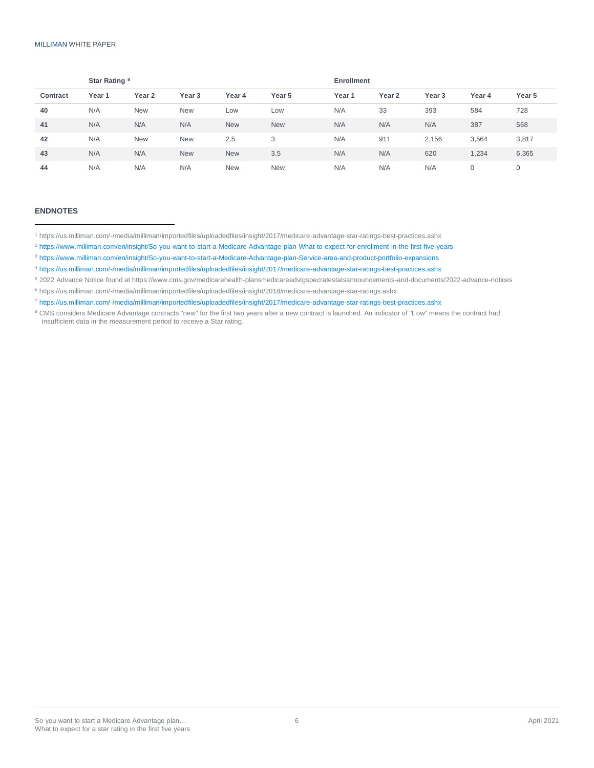| | Star Rating [8] | | | | | Enrollment | | | | |
|---|---|---|---|---|---|---|---|---|---|---|
| **Contract** | **Year 1** | **Year 2** | **Year 3** | **Year 4** | **Year 5** | **Year 1** | **Year 2** | **Year 3** | **Year 4** | **Year 5** |
| **40** | N/A | New | New | Low | Low | N/A | 33 | 393 | 584 | 728 |
| **41** | N/A | N/A | N/A | New | New | N/A | N/A | N/A | 387 | 568 |
| **42** | N/A | New | New | 2.5 | 3 | N/A | 911 | 2,156 | 3,564 | 3,817 |
| **43** | N/A | N/A | New | New | 3.5 | N/A | N/A | 620 | 1,234 | 6,365 |
| **44** | N/A | N/A | N/A | New | New | N/A | N/A | N/A | 0 | 0 |

## ENDNOTES

[1] https://us.milliman.com/-/media/milliman/importedfiles/uploadedfiles/insight/2017/medicare-advantage-star-ratings-best-practices.ashx

[2] https://www.milliman.com/en/insight/So-you-want-to-start-a-Medicare-Advantage-plan-What-to-expect-for-enrollment-in-the-first-five-years

[3] https://www.milliman.com/en/insight/So-you-want-to-start-a-Medicare-Advantage-plan-Service-area-and-product-portfolio-expansions

[4] https://us.milliman.com/-/media/milliman/importedfiles/uploadedfiles/insight/2017/medicare-advantage-star-ratings-best-practices.ashx

[5] 2022 Advance Notice found at https://www.cms.gov/medicarehealth-plansmedicareadvtgspecratestatsannouncements-and-documents/2022-advance-notices

[6] https://us.milliman.com/-/media/milliman/importedfiles/uploadedfiles/insight/2018/medicare-advantage-star-ratings.ashx

[7] https://us.milliman.com/-/media/milliman/importedfiles/uploadedfiles/insight/2017/medicare-advantage-star-ratings-best-practices.ashx

[8] CMS considers Medicare Advantage contracts "new" for the first two years after a new contract is launched. An indicator of "Low" means the contract had insufficient data in the measurement period to receive a Star rating.